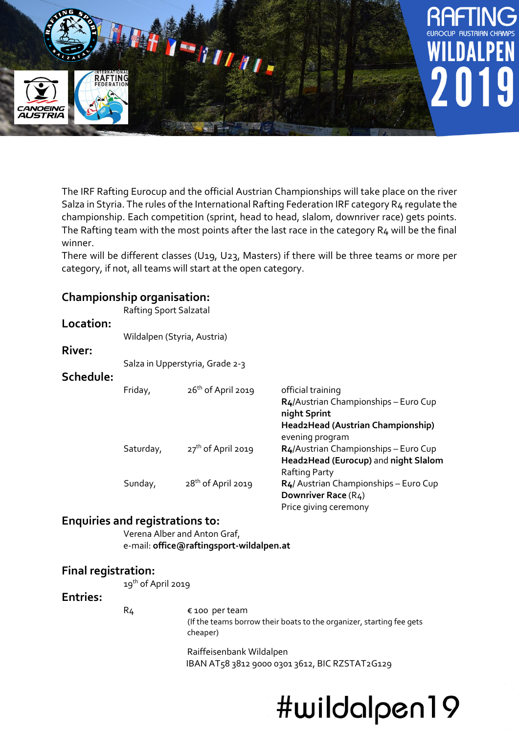# RAFTING
EUROCUP AUSTRIAN CHAMPS
# WILDALPEN 2019

The IRF Rafting Eurocup and the official Austrian Championships will take place on the river Salza in Styria. The rules of the International Rafting Federation IRF category R4 regulate the championship. Each competition (sprint, head to head, slalom, downriver race) gets points. The Rafting team with the most points after the last race in the category R4 will be the final winner.
There will be different classes (U19, U23, Masters) if there will be three teams or more per category, if not, all teams will start at the open category.

## Championship organisation:
Rafting Sport Salzatal

## Location:
Wildalpen (Styria, Austria)

## River:
Salza in Upperstyria, Grade 2-3

## Schedule:

| | | |
|---|---|---|
| Friday, | 26th of April 2019 | official training<br>**R4**/Austrian Championships – Euro Cup<br>**night Sprint**<br>**Head2Head (Austrian Championship)**<br>evening program |
| Saturday, | 27th of April 2019 | **R4**/Austrian Championships – Euro Cup<br>**Head2Head (Eurocup)** and **night Slalom**<br>Rafting Party |
| Sunday, | 28th of April 2019 | **R4**/ Austrian Championships – Euro Cup<br>**Downriver Race** (R4)<br>Price giving ceremony |

## Enquiries and registrations to:
Verena Alber and Anton Graf,
e-mail: **office@raftingsport-wildalpen.at**

## Final registration:
19th of April 2019

## Entries:
R4 — € 100 per team
(If the teams borrow their boats to the organizer, starting fee gets cheaper)

Raiffeisenbank Wildalpen
IBAN AT58 3812 9000 0301 3612, BIC RZSTAT2G129

#wildalpen19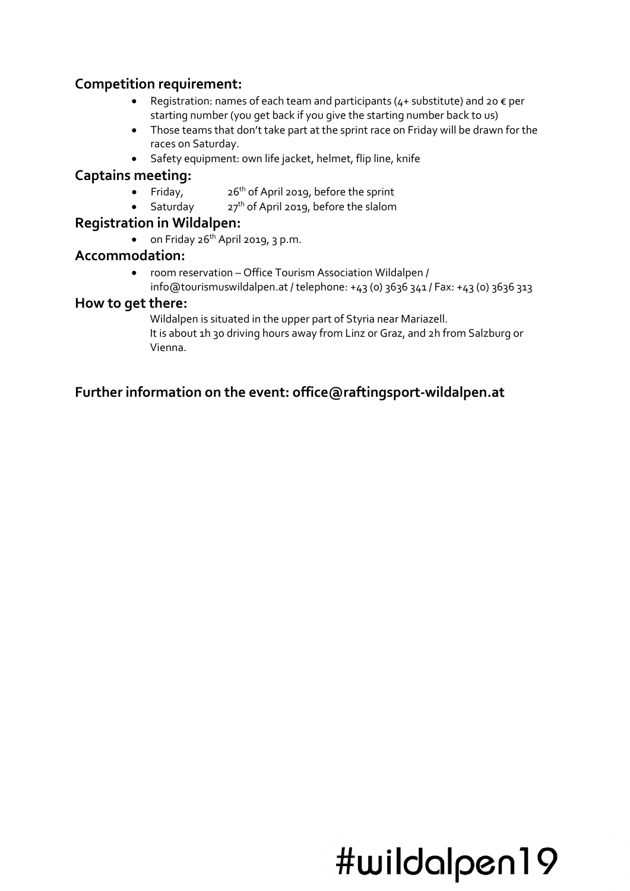### Competition requirement:

- Registration: names of each team and participants (4+ substitute) and 20 € per starting number (you get back if you give the starting number back to us)
- Those teams that don't take part at the sprint race on Friday will be drawn for the races on Saturday.
- Safety equipment: own life jacket, helmet, flip line, knife

### Captains meeting:

- Friday, 26th of April 2019, before the sprint
- Saturday 27th of April 2019, before the slalom

### Registration in Wildalpen:

- on Friday 26th April 2019, 3 p.m.

### Accommodation:

- room reservation – Office Tourism Association Wildalpen / info@tourismuswildalpen.at / telephone: +43 (0) 3636 341 / Fax: +43 (0) 3636 313

### How to get there:

Wildalpen is situated in the upper part of Styria near Mariazell.
It is about 1h 30 driving hours away from Linz or Graz, and 2h from Salzburg or Vienna.

### Further information on the event: office@raftingsport-wildalpen.at

#wildalpen19